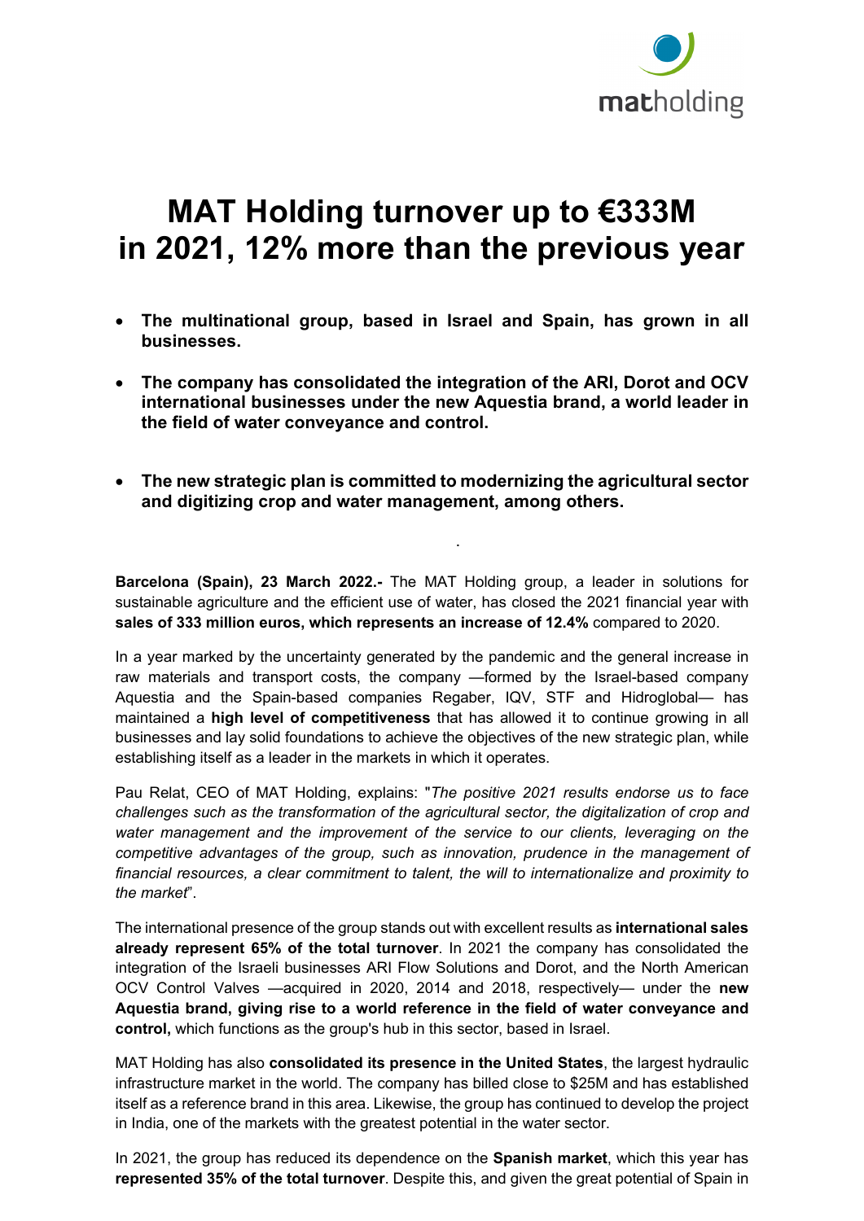# MAT Holding turnover up to €333M in 2021, 12% more than the previous year

- **The multinational group, based in Israel and Spain, has grown in all businesses.**
- **The company has consolidated the integration of the ARI, Dorot and OCV international businesses under the new Aquestia brand, a world leader in the field of water conveyance and control.**
- **The new strategic plan is committed to modernizing the agricultural sector and digitizing crop and water management, among others.**

**Barcelona (Spain), 23 March 2022.-** The MAT Holding group, a leader in solutions for sustainable agriculture and the efficient use of water, has closed the 2021 financial year with **sales of 333 million euros, which represents an increase of 12.4%** compared to 2020.

In a year marked by the uncertainty generated by the pandemic and the general increase in raw materials and transport costs, the company —formed by the Israel-based company Aquestia and the Spain-based companies Regaber, IQV, STF and Hidroglobal— has maintained a **high level of competitiveness** that has allowed it to continue growing in all businesses and lay solid foundations to achieve the objectives of the new strategic plan, while establishing itself as a leader in the markets in which it operates.

Pau Relat, CEO of MAT Holding, explains: "*The positive 2021 results endorse us to face challenges such as the transformation of the agricultural sector, the digitalization of crop and water management and the improvement of the service to our clients, leveraging on the competitive advantages of the group, such as innovation, prudence in the management of financial resources, a clear commitment to talent, the will to internationalize and proximity to the market*".

The international presence of the group stands out with excellent results as **international sales already represent 65% of the total turnover**. In 2021 the company has consolidated the integration of the Israeli businesses ARI Flow Solutions and Dorot, and the North American OCV Control Valves —acquired in 2020, 2014 and 2018, respectively— under the **new Aquestia brand, giving rise to a world reference in the field of water conveyance and control,** which functions as the group's hub in this sector, based in Israel.

MAT Holding has also **consolidated its presence in the United States**, the largest hydraulic infrastructure market in the world. The company has billed close to $25M and has established itself as a reference brand in this area. Likewise, the group has continued to develop the project in India, one of the markets with the greatest potential in the water sector.

In 2021, the group has reduced its dependence on the **Spanish market**, which this year has **represented 35% of the total turnover**. Despite this, and given the great potential of Spain in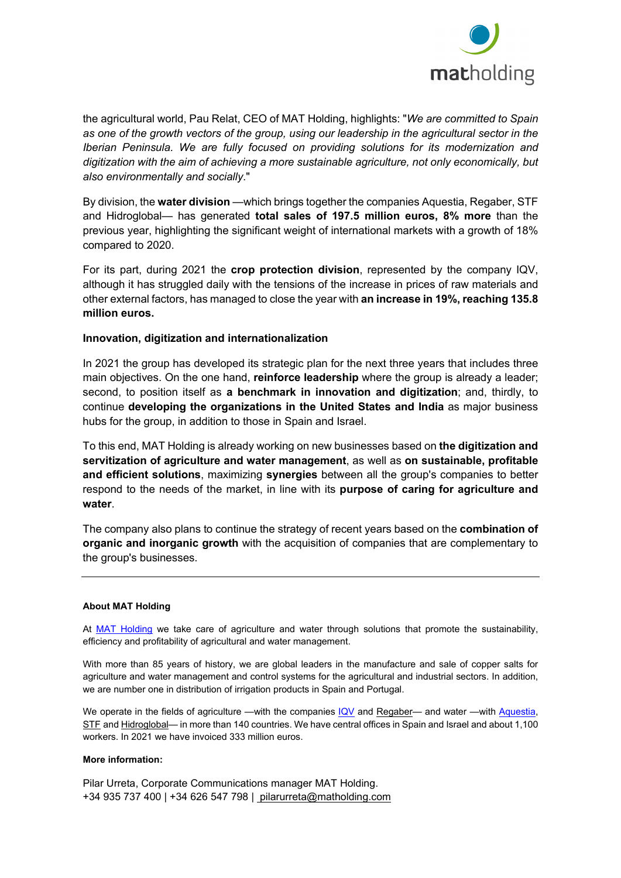the agricultural world, Pau Relat, CEO of MAT Holding, highlights: "*We are committed to Spain as one of the growth vectors of the group, using our leadership in the agricultural sector in the Iberian Peninsula. We are fully focused on providing solutions for its modernization and digitization with the aim of achieving a more sustainable agriculture, not only economically, but also environmentally and socially*."

By division, the **water division** —which brings together the companies Aquestia, Regaber, STF and Hidroglobal— has generated **total sales of 197.5 million euros, 8% more** than the previous year, highlighting the significant weight of international markets with a growth of 18% compared to 2020.

For its part, during 2021 the **crop protection division**, represented by the company IQV, although it has struggled daily with the tensions of the increase in prices of raw materials and other external factors, has managed to close the year with **an increase in 19%, reaching 135.8 million euros.**

**Innovation, digitization and internationalization**

In 2021 the group has developed its strategic plan for the next three years that includes three main objectives. On the one hand, **reinforce leadership** where the group is already a leader; second, to position itself as **a benchmark in innovation and digitization**; and, thirdly, to continue **developing the organizations in the United States and India** as major business hubs for the group, in addition to those in Spain and Israel.

To this end, MAT Holding is already working on new businesses based on **the digitization and servitization of agriculture and water management**, as well as **on sustainable, profitable and efficient solutions**, maximizing **synergies** between all the group's companies to better respond to the needs of the market, in line with its **purpose of caring for agriculture and water**.

The company also plans to continue the strategy of recent years based on the **combination of organic and inorganic growth** with the acquisition of companies that are complementary to the group's businesses.

---

**About MAT Holding**

At MAT Holding we take care of agriculture and water through solutions that promote the sustainability, efficiency and profitability of agricultural and water management.

With more than 85 years of history, we are global leaders in the manufacture and sale of copper salts for agriculture and water management and control systems for the agricultural and industrial sectors. In addition, we are number one in distribution of irrigation products in Spain and Portugal.

We operate in the fields of agriculture —with the companies IQV and Regaber— and water —with Aquestia, STF and Hidroglobal— in more than 140 countries. We have central offices in Spain and Israel and about 1,100 workers. In 2021 we have invoiced 333 million euros.

**More information:**

Pilar Urreta, Corporate Communications manager MAT Holding.
+34 935 737 400 | +34 626 547 798 | pilarurreta@matholding.com